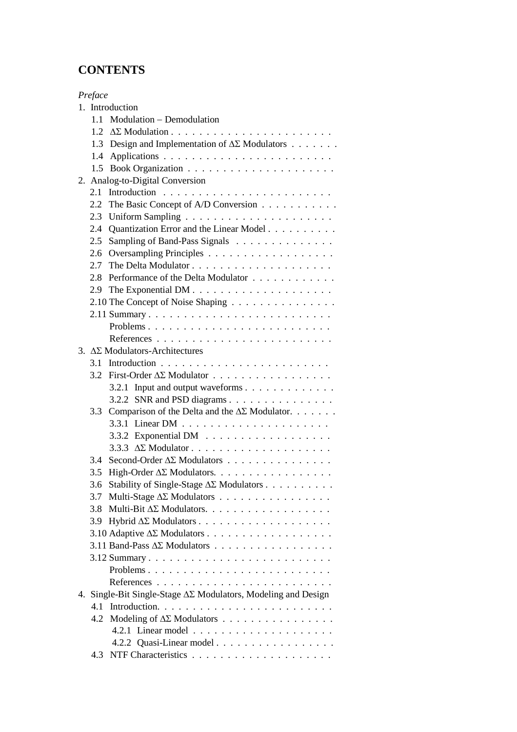# CONTENTS

*Preface*

1. Introduction
   - 1.1 Modulation – Demodulation
   - 1.2 ΔΣ Modulation
   - 1.3 Design and Implementation of ΔΣ Modulators
   - 1.4 Applications
   - 1.5 Book Organization
2. Analog-to-Digital Conversion
   - 2.1 Introduction
   - 2.2 The Basic Concept of A/D Conversion
   - 2.3 Uniform Sampling
   - 2.4 Quantization Error and the Linear Model
   - 2.5 Sampling of Band-Pass Signals
   - 2.6 Oversampling Principles
   - 2.7 The Delta Modulator
   - 2.8 Performance of the Delta Modulator
   - 2.9 The Exponential DM
   - 2.10 The Concept of Noise Shaping
   - 2.11 Summary
   - Problems
   - References
3. ΔΣ Modulators-Architectures
   - 3.1 Introduction
   - 3.2 First-Order ΔΣ Modulator
     - 3.2.1 Input and output waveforms
     - 3.2.2 SNR and PSD diagrams
   - 3.3 Comparison of the Delta and the ΔΣ Modulator.
     - 3.3.1 Linear DM
     - 3.3.2 Exponential DM
     - 3.3.3 ΔΣ Modulator
   - 3.4 Second-Order ΔΣ Modulators
   - 3.5 High-Order ΔΣ Modulators.
   - 3.6 Stability of Single-Stage ΔΣ Modulators
   - 3.7 Multi-Stage ΔΣ Modulators
   - 3.8 Multi-Bit ΔΣ Modulators.
   - 3.9 Hybrid ΔΣ Modulators
   - 3.10 Adaptive ΔΣ Modulators
   - 3.11 Band-Pass ΔΣ Modulators
   - 3.12 Summary
   - Problems
   - References
4. Single-Bit Single-Stage ΔΣ Modulators, Modeling and Design
   - 4.1 Introduction.
   - 4.2 Modeling of ΔΣ Modulators
     - 4.2.1 Linear model
     - 4.2.2 Quasi-Linear model
   - 4.3 NTF Characteristics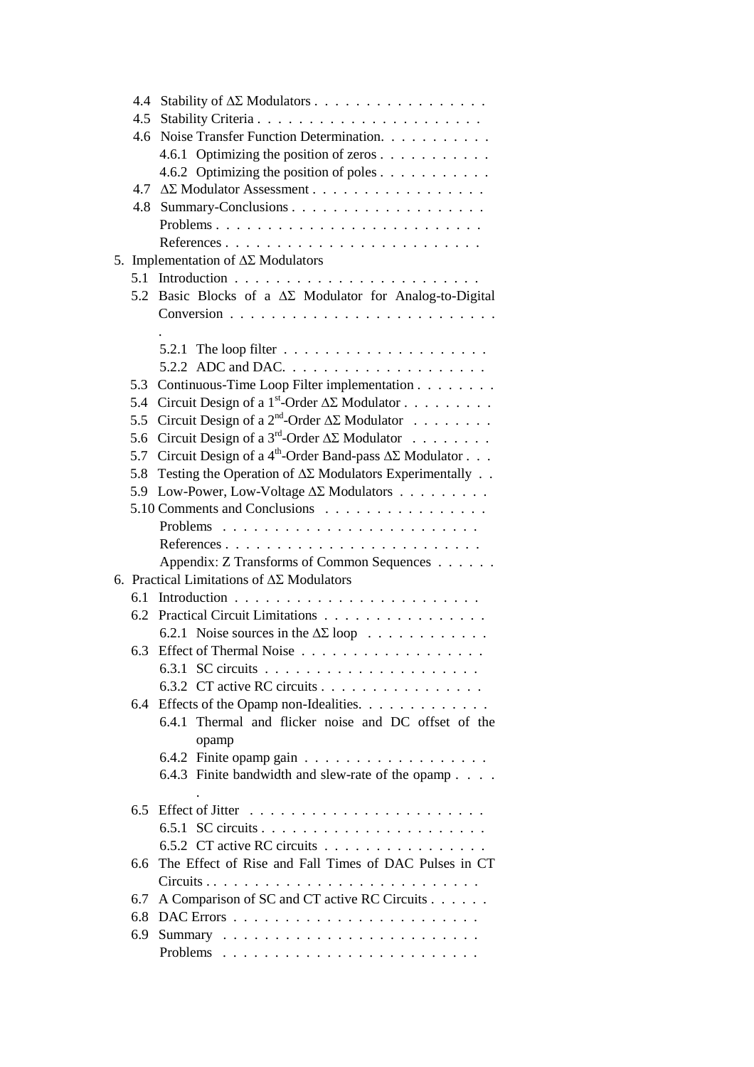- 4.4 Stability of $\Delta\Sigma$ Modulators
- 4.5 Stability Criteria
- 4.6 Noise Transfer Function Determination
  - 4.6.1 Optimizing the position of zeros
  - 4.6.2 Optimizing the position of poles
- 4.7 $\Delta\Sigma$ Modulator Assessment
- 4.8 Summary-Conclusions
- Problems
- References

5. Implementation of $\Delta\Sigma$ Modulators
   - 5.1 Introduction
   - 5.2 Basic Blocks of a $\Delta\Sigma$ Modulator for Analog-to-Digital Conversion
     - 5.2.1 The loop filter
     - 5.2.2 ADC and DAC
   - 5.3 Continuous-Time Loop Filter implementation
   - 5.4 Circuit Design of a $1^{st}$-Order $\Delta\Sigma$ Modulator
   - 5.5 Circuit Design of a $2^{nd}$-Order $\Delta\Sigma$ Modulator
   - 5.6 Circuit Design of a $3^{rd}$-Order $\Delta\Sigma$ Modulator
   - 5.7 Circuit Design of a $4^{th}$-Order Band-pass $\Delta\Sigma$ Modulator
   - 5.8 Testing the Operation of $\Delta\Sigma$ Modulators Experimentally
   - 5.9 Low-Power, Low-Voltage $\Delta\Sigma$ Modulators
   - 5.10 Comments and Conclusions
   - Problems
   - References
   - Appendix: Z Transforms of Common Sequences

6. Practical Limitations of $\Delta\Sigma$ Modulators
   - 6.1 Introduction
   - 6.2 Practical Circuit Limitations
     - 6.2.1 Noise sources in the $\Delta\Sigma$ loop
   - 6.3 Effect of Thermal Noise
     - 6.3.1 SC circuits
     - 6.3.2 CT active RC circuits
   - 6.4 Effects of the Opamp non-Idealities
     - 6.4.1 Thermal and flicker noise and DC offset of the opamp
     - 6.4.2 Finite opamp gain
     - 6.4.3 Finite bandwidth and slew-rate of the opamp
   - 6.5 Effect of Jitter
     - 6.5.1 SC circuits
     - 6.5.2 CT active RC circuits
   - 6.6 The Effect of Rise and Fall Times of DAC Pulses in CT Circuits
   - 6.7 A Comparison of SC and CT active RC Circuits
   - 6.8 DAC Errors
   - 6.9 Summary
   - Problems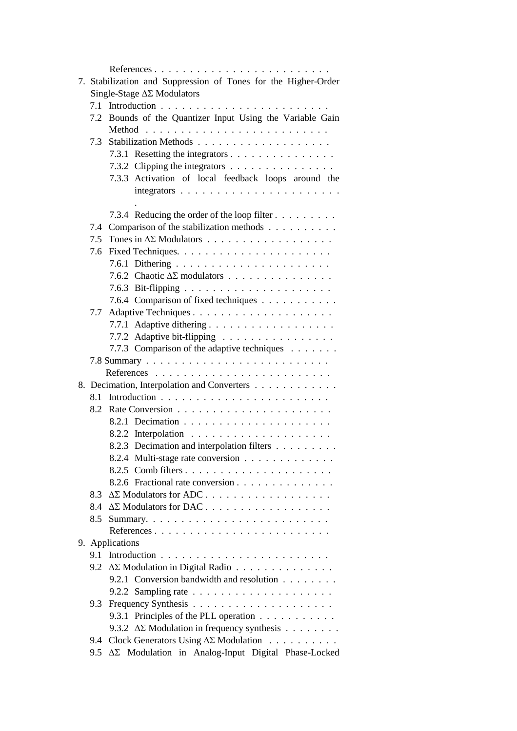References . . . . . . . . . . . . . . . . . . . . . . . .

7. Stabilization and Suppression of Tones for the Higher-Order Single-Stage ΔΣ Modulators
   - 7.1 Introduction . . . . . . . . . . . . . . . . . . . . . . . .
   - 7.2 Bounds of the Quantizer Input Using the Variable Gain Method . . . . . . . . . . . . . . . . . . . . . . . .
   - 7.3 Stabilization Methods . . . . . . . . . . . . . . . . . . .
     - 7.3.1 Resetting the integrators . . . . . . . . . . . . . . .
     - 7.3.2 Clipping the integrators . . . . . . . . . . . . . . .
     - 7.3.3 Activation of local feedback loops around the integrators . . . . . . . . . . . . . . . . . . . . . .
     - 7.3.4 Reducing the order of the loop filter . . . . . . . . .
   - 7.4 Comparison of the stabilization methods . . . . . . . . . .
   - 7.5 Tones in ΔΣ Modulators . . . . . . . . . . . . . . . . .
   - 7.6 Fixed Techniques. . . . . . . . . . . . . . . . . . . . .
     - 7.6.1 Dithering . . . . . . . . . . . . . . . . . . . . . .
     - 7.6.2 Chaotic ΔΣ modulators . . . . . . . . . . . . . . .
     - 7.6.3 Bit-flipping . . . . . . . . . . . . . . . . . . . . .
     - 7.6.4 Comparison of fixed techniques . . . . . . . . . . .
   - 7.7 Adaptive Techniques . . . . . . . . . . . . . . . . . . .
     - 7.7.1 Adaptive dithering . . . . . . . . . . . . . . . . . .
     - 7.7.2 Adaptive bit-flipping . . . . . . . . . . . . . . . .
     - 7.7.3 Comparison of the adaptive techniques . . . . . . .
   - 7.8 Summary . . . . . . . . . . . . . . . . . . . . . . . .
   - References . . . . . . . . . . . . . . . . . . . . . . . .
8. Decimation, Interpolation and Converters . . . . . . . . . . . .
   - 8.1 Introduction . . . . . . . . . . . . . . . . . . . . . . .
   - 8.2 Rate Conversion . . . . . . . . . . . . . . . . . . . . .
     - 8.2.1 Decimation . . . . . . . . . . . . . . . . . . . . .
     - 8.2.2 Interpolation . . . . . . . . . . . . . . . . . . . .
     - 8.2.3 Decimation and interpolation filters . . . . . . . . .
     - 8.2.4 Multi-stage rate conversion . . . . . . . . . . . . .
     - 8.2.5 Comb filters . . . . . . . . . . . . . . . . . . . . .
     - 8.2.6 Fractional rate conversion . . . . . . . . . . . . . .
   - 8.3 ΔΣ Modulators for ADC . . . . . . . . . . . . . . . . . .
   - 8.4 ΔΣ Modulators for DAC . . . . . . . . . . . . . . . . . .
   - 8.5 Summary. . . . . . . . . . . . . . . . . . . . . . . . .
   - References . . . . . . . . . . . . . . . . . . . . . . . .
9. Applications
   - 9.1 Introduction . . . . . . . . . . . . . . . . . . . . . . .
   - 9.2 ΔΣ Modulation in Digital Radio . . . . . . . . . . . . . .
     - 9.2.1 Conversion bandwidth and resolution . . . . . . . .
     - 9.2.2 Sampling rate . . . . . . . . . . . . . . . . . . . .
   - 9.3 Frequency Synthesis . . . . . . . . . . . . . . . . . . .
     - 9.3.1 Principles of the PLL operation . . . . . . . . . . .
     - 9.3.2 ΔΣ Modulation in frequency synthesis . . . . . . . .
   - 9.4 Clock Generators Using ΔΣ Modulation . . . . . . . . . .
   - 9.5 ΔΣ Modulation in Analog-Input Digital Phase-Locked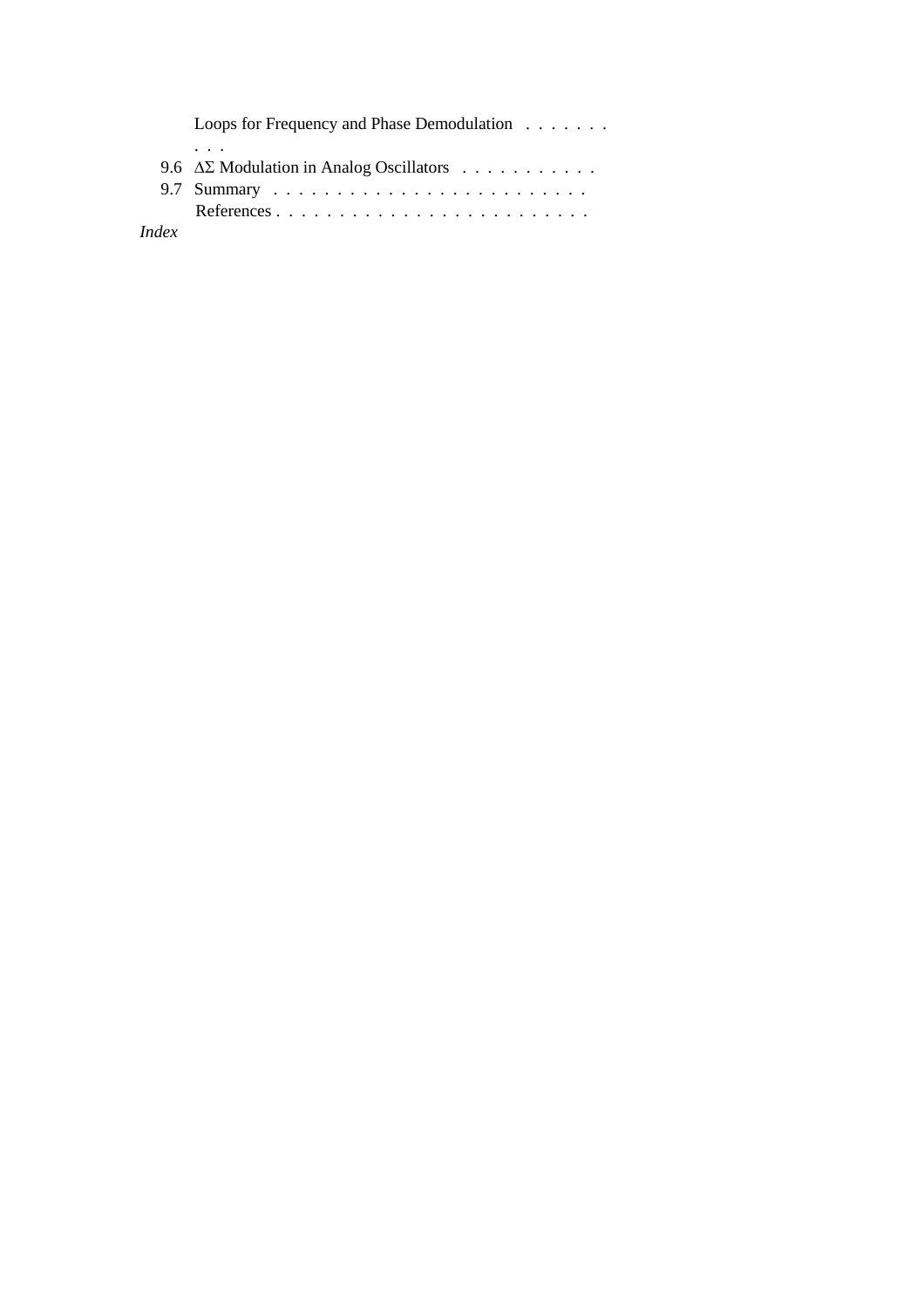Loops for Frequency and Phase Demodulation . . . . . . . . . .

9.6 ΔΣ Modulation in Analog Oscillators . . . . . . . . . . .

9.7 Summary . . . . . . . . . . . . . . . . . . . . . . . .

References . . . . . . . . . . . . . . . . . . . . . . . .

*Index*